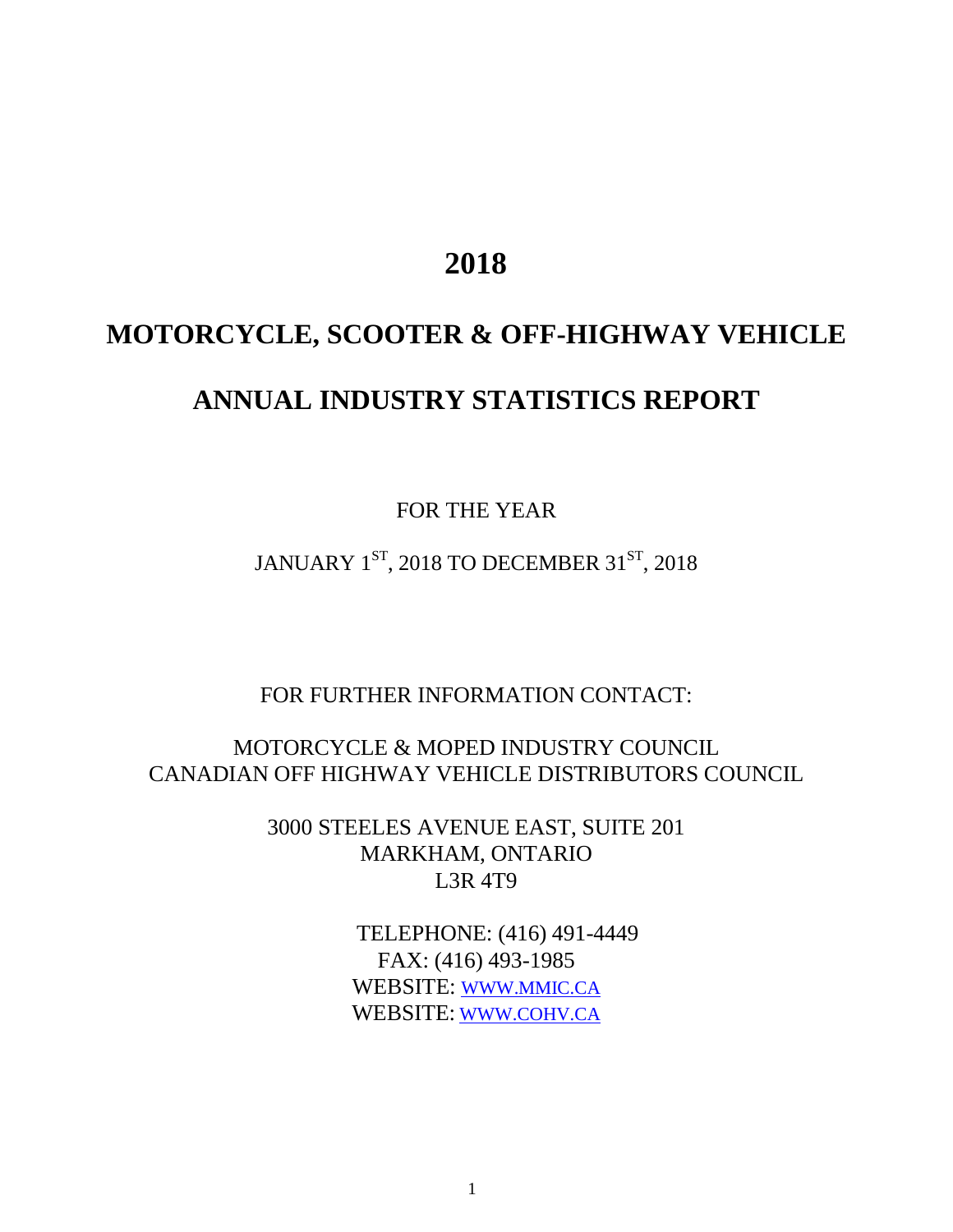# 2018

# MOTORCYCLE, SCOOTER & OFF-HIGHWAY VEHICLE

# ANNUAL INDUSTRY STATISTICS REPORT

FOR THE YEAR

JANUARY 1ST, 2018 TO DECEMBER 31ST, 2018

FOR FURTHER INFORMATION CONTACT:

MOTORCYCLE & MOPED INDUSTRY COUNCIL
CANADIAN OFF HIGHWAY VEHICLE DISTRIBUTORS COUNCIL

3000 STEELES AVENUE EAST, SUITE 201
MARKHAM, ONTARIO
L3R 4T9

TELEPHONE: (416) 491-4449
FAX: (416) 493-1985
WEBSITE: WWW.MMIC.CA
WEBSITE: WWW.COHV.CA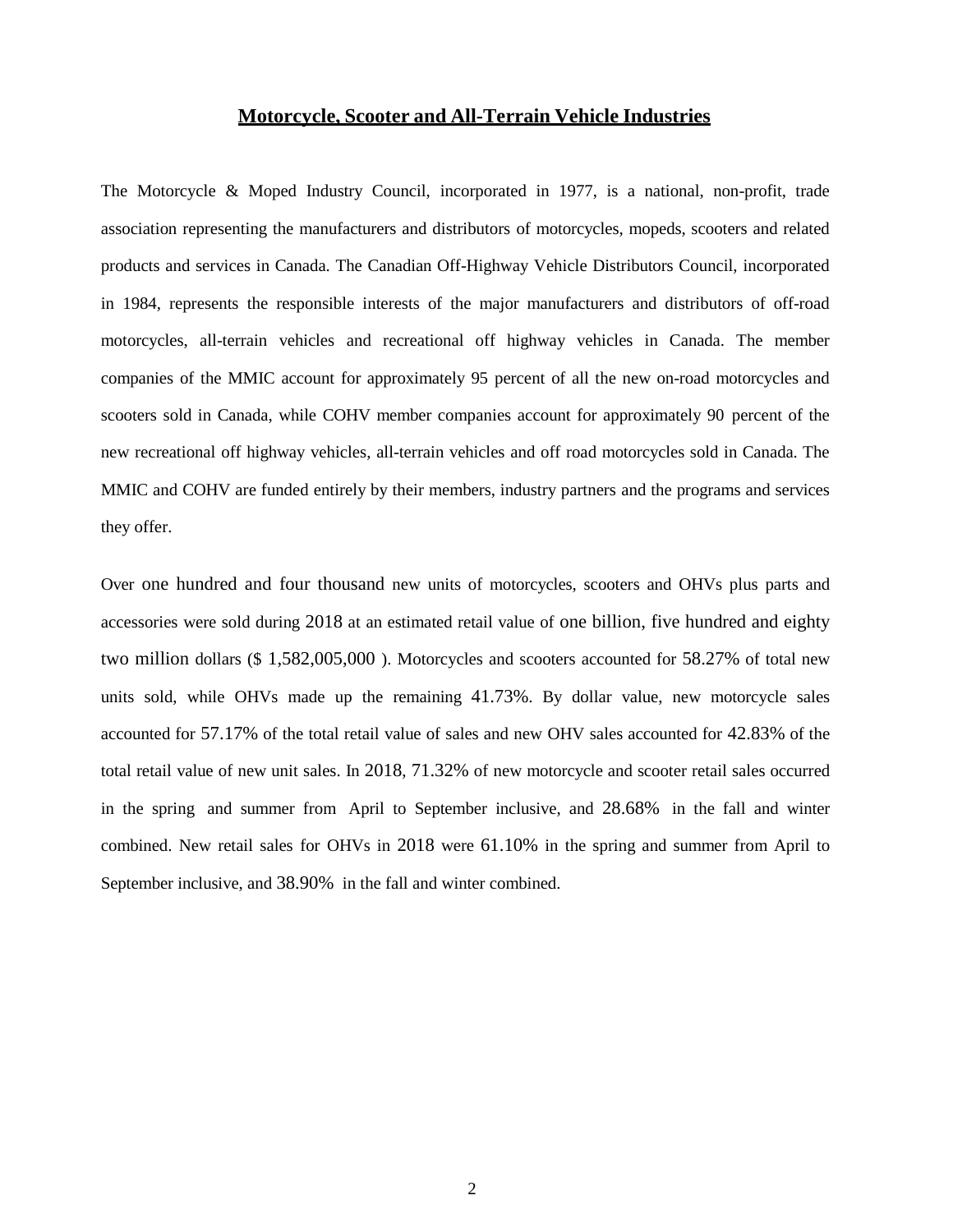# Motorcycle, Scooter and All-Terrain Vehicle Industries

The Motorcycle & Moped Industry Council, incorporated in 1977, is a national, non-profit, trade association representing the manufacturers and distributors of motorcycles, mopeds, scooters and related products and services in Canada. The Canadian Off-Highway Vehicle Distributors Council, incorporated in 1984, represents the responsible interests of the major manufacturers and distributors of off-road motorcycles, all-terrain vehicles and recreational off highway vehicles in Canada. The member companies of the MMIC account for approximately 95 percent of all the new on-road motorcycles and scooters sold in Canada, while COHV member companies account for approximately 90 percent of the new recreational off highway vehicles, all-terrain vehicles and off road motorcycles sold in Canada. The MMIC and COHV are funded entirely by their members, industry partners and the programs and services they offer.

Over one hundred and four thousand new units of motorcycles, scooters and OHVs plus parts and accessories were sold during 2018 at an estimated retail value of one billion, five hundred and eighty two million dollars ($ 1,582,005,000 ). Motorcycles and scooters accounted for 58.27% of total new units sold, while OHVs made up the remaining 41.73%. By dollar value, new motorcycle sales accounted for 57.17% of the total retail value of sales and new OHV sales accounted for 42.83% of the total retail value of new unit sales. In 2018, 71.32% of new motorcycle and scooter retail sales occurred in the spring and summer from April to September inclusive, and 28.68% in the fall and winter combined. New retail sales for OHVs in 2018 were 61.10% in the spring and summer from April to September inclusive, and 38.90% in the fall and winter combined.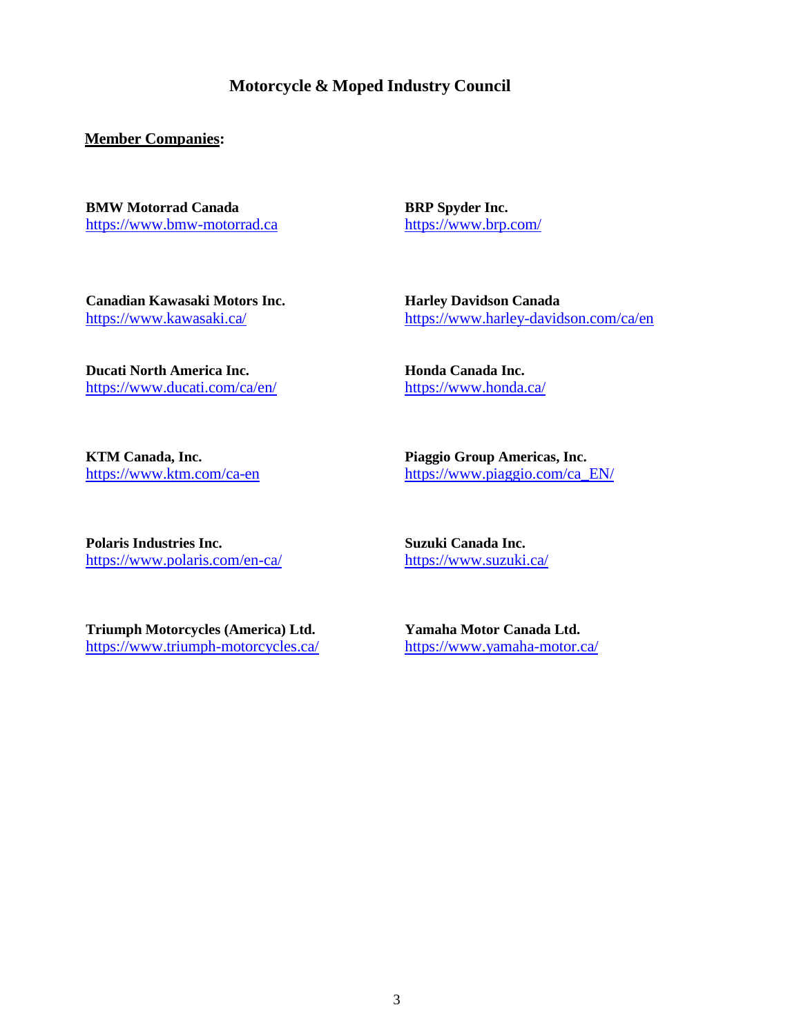# Motorcycle & Moped Industry Council

**Member Companies:**

**BMW Motorrad Canada**
https://www.bmw-motorrad.ca

**BRP Spyder Inc.**
https://www.brp.com/

**Canadian Kawasaki Motors Inc.**
https://www.kawasaki.ca/

**Harley Davidson Canada**
https://www.harley-davidson.com/ca/en

**Ducati North America Inc.**
https://www.ducati.com/ca/en/

**Honda Canada Inc.**
https://www.honda.ca/

**KTM Canada, Inc.**
https://www.ktm.com/ca-en

**Piaggio Group Americas, Inc.**
https://www.piaggio.com/ca_EN/

**Polaris Industries Inc.**
https://www.polaris.com/en-ca/

**Suzuki Canada Inc.**
https://www.suzuki.ca/

**Triumph Motorcycles (America) Ltd.**
https://www.triumph-motorcycles.ca/

**Yamaha Motor Canada Ltd.**
https://www.yamaha-motor.ca/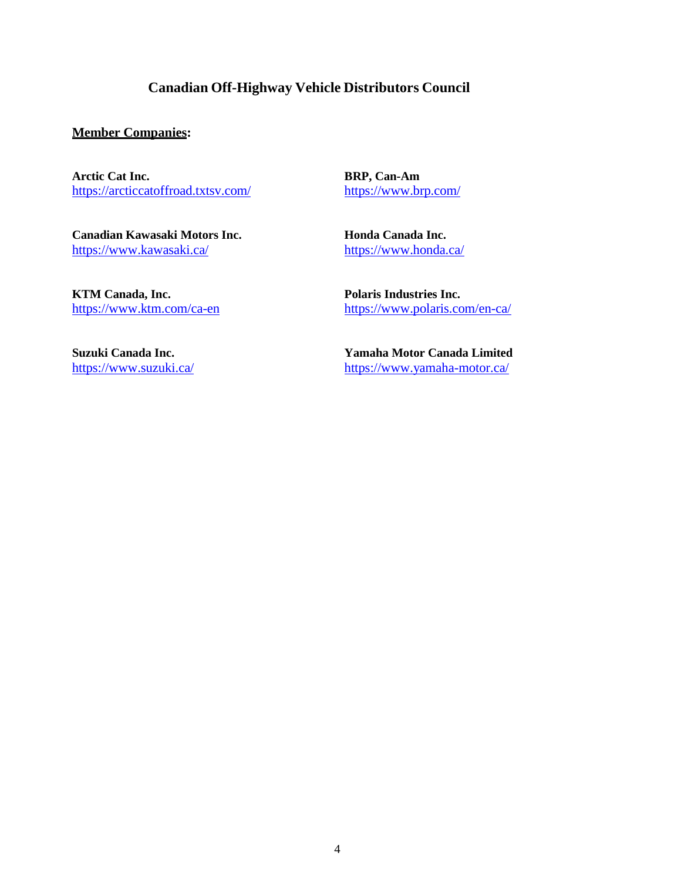# Canadian Off-Highway Vehicle Distributors Council

**Member Companies:**

**Arctic Cat Inc.**
https://arcticcatoffroad.txtsv.com/

**BRP, Can-Am**
https://www.brp.com/

**Canadian Kawasaki Motors Inc.**
https://www.kawasaki.ca/

**Honda Canada Inc.**
https://www.honda.ca/

**KTM Canada, Inc.**
https://www.ktm.com/ca-en

**Polaris Industries Inc.**
https://www.polaris.com/en-ca/

**Suzuki Canada Inc.**
https://www.suzuki.ca/

**Yamaha Motor Canada Limited**
https://www.yamaha-motor.ca/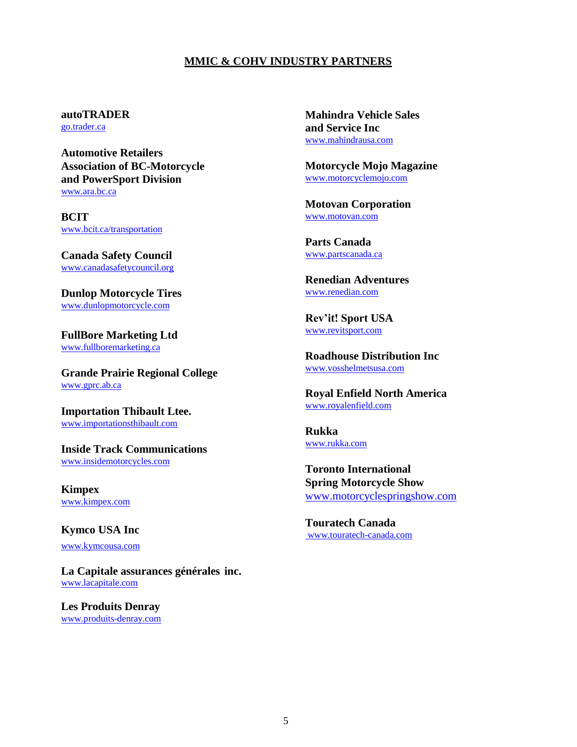## MMIC & COHV INDUSTRY PARTNERS

**autoTRADER**
go.trader.ca

**Automotive Retailers Association of BC-Motorcycle and PowerSport Division**
www.ara.bc.ca

**BCIT**
www.bcit.ca/transportation

**Canada Safety Council**
www.canadasafetycouncil.org

**Dunlop Motorcycle Tires**
www.dunlopmotorcycle.com

**FullBore Marketing Ltd**
www.fullboremarketing.ca

**Grande Prairie Regional College**
www.gprc.ab.ca

**Importation Thibault Ltee.**
www.importationsthibault.com

**Inside Track Communications**
www.insidemotorcycles.com

**Kimpex**
www.kimpex.com

**Kymco USA Inc**
www.kymcousa.com

**La Capitale assurances générales inc.**
www.lacapitale.com

**Les Produits Denray**
www.produits-denray.com

**Mahindra Vehicle Sales and Service Inc**
www.mahindrausa.com

**Motorcycle Mojo Magazine**
www.motorcyclemojo.com

**Motovan Corporation**
www.motovan.com

**Parts Canada**
www.partscanada.ca

**Renedian Adventures**
www.renedian.com

**Rev'it! Sport USA**
www.revitsport.com

**Roadhouse Distribution Inc**
www.vosshelmetsusa.com

**Royal Enfield North America**
www.royalenfield.com

**Rukka**
www.rukka.com

**Toronto International Spring Motorcycle Show**
www.motorcyclespringshow.com

**Touratech Canada**
www.touratech-canada.com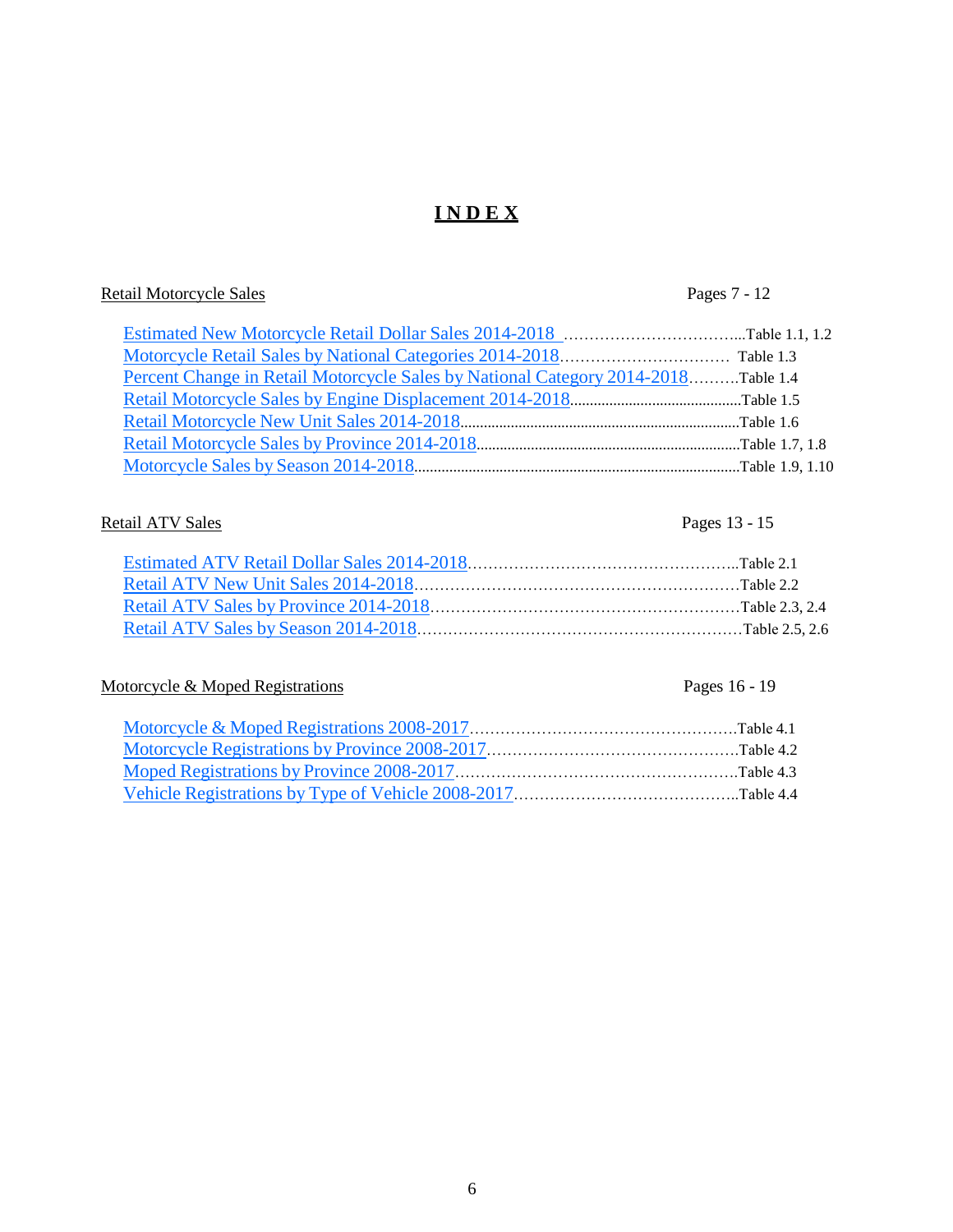# INDEX

Retail Motorcycle Sales — Pages 7 - 12

- Estimated New Motorcycle Retail Dollar Sales 2014-2018 ....Table 1.1, 1.2
- Motorcycle Retail Sales by National Categories 2014-2018.... Table 1.3
- Percent Change in Retail Motorcycle Sales by National Category 2014-2018....Table 1.4
- Retail Motorcycle Sales by Engine Displacement 2014-2018....Table 1.5
- Retail Motorcycle New Unit Sales 2014-2018....Table 1.6
- Retail Motorcycle Sales by Province 2014-2018....Table 1.7, 1.8
- Motorcycle Sales by Season 2014-2018....Table 1.9, 1.10

Retail ATV Sales — Pages 13 - 15

- Estimated ATV Retail Dollar Sales 2014-2018....Table 2.1
- Retail ATV New Unit Sales 2014-2018....Table 2.2
- Retail ATV Sales by Province 2014-2018....Table 2.3, 2.4
- Retail ATV Sales by Season 2014-2018....Table 2.5, 2.6

Motorcycle & Moped Registrations — Pages 16 - 19

- Motorcycle & Moped Registrations 2008-2017....Table 4.1
- Motorcycle Registrations by Province 2008-2017....Table 4.2
- Moped Registrations by Province 2008-2017....Table 4.3
- Vehicle Registrations by Type of Vehicle 2008-2017....Table 4.4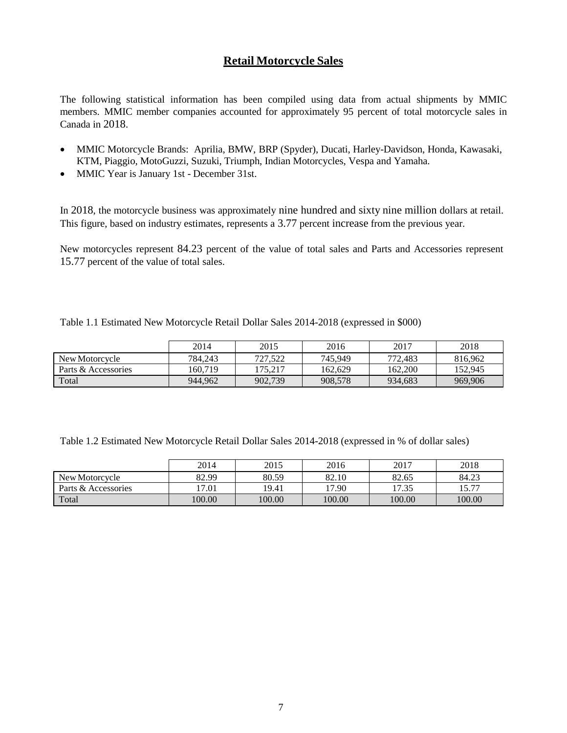## Retail Motorcycle Sales

The following statistical information has been compiled using data from actual shipments by MMIC members. MMIC member companies accounted for approximately 95 percent of total motorcycle sales in Canada in 2018.

- MMIC Motorcycle Brands: Aprilia, BMW, BRP (Spyder), Ducati, Harley-Davidson, Honda, Kawasaki, KTM, Piaggio, MotoGuzzi, Suzuki, Triumph, Indian Motorcycles, Vespa and Yamaha.
- MMIC Year is January 1st - December 31st.

In 2018, the motorcycle business was approximately nine hundred and sixty nine million dollars at retail. This figure, based on industry estimates, represents a 3.77 percent increase from the previous year.

New motorcycles represent 84.23 percent of the value of total sales and Parts and Accessories represent 15.77 percent of the value of total sales.

Table 1.1 Estimated New Motorcycle Retail Dollar Sales 2014-2018 (expressed in $000)

| | 2014 | 2015 | 2016 | 2017 | 2018 |
|---|---|---|---|---|---|
| New Motorcycle | 784,243 | 727,522 | 745,949 | 772,483 | 816,962 |
| Parts & Accessories | 160,719 | 175,217 | 162,629 | 162,200 | 152,945 |
| Total | 944,962 | 902,739 | 908,578 | 934,683 | 969,906 |

Table 1.2 Estimated New Motorcycle Retail Dollar Sales 2014-2018 (expressed in % of dollar sales)

| | 2014 | 2015 | 2016 | 2017 | 2018 |
|---|---|---|---|---|---|
| New Motorcycle | 82.99 | 80.59 | 82.10 | 82.65 | 84.23 |
| Parts & Accessories | 17.01 | 19.41 | 17.90 | 17.35 | 15.77 |
| Total | 100.00 | 100.00 | 100.00 | 100.00 | 100.00 |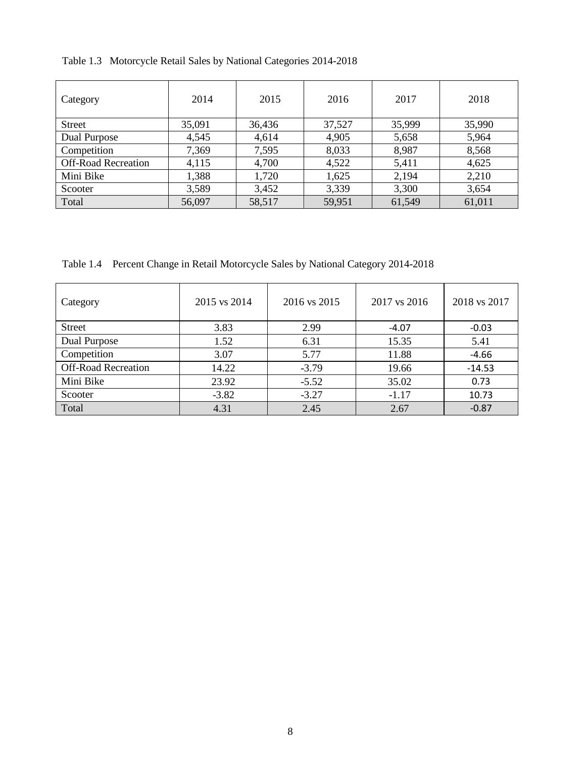Table 1.3 Motorcycle Retail Sales by National Categories 2014-2018

| Category | 2014 | 2015 | 2016 | 2017 | 2018 |
|---|---|---|---|---|---|
| Street | 35,091 | 36,436 | 37,527 | 35,999 | 35,990 |
| Dual Purpose | 4,545 | 4,614 | 4,905 | 5,658 | 5,964 |
| Competition | 7,369 | 7,595 | 8,033 | 8,987 | 8,568 |
| Off-Road Recreation | 4,115 | 4,700 | 4,522 | 5,411 | 4,625 |
| Mini Bike | 1,388 | 1,720 | 1,625 | 2,194 | 2,210 |
| Scooter | 3,589 | 3,452 | 3,339 | 3,300 | 3,654 |
| Total | 56,097 | 58,517 | 59,951 | 61,549 | 61,011 |

Table 1.4 Percent Change in Retail Motorcycle Sales by National Category 2014-2018

| Category | 2015 vs 2014 | 2016 vs 2015 | 2017 vs 2016 | 2018 vs 2017 |
|---|---|---|---|---|
| Street | 3.83 | 2.99 | -4.07 | -0.03 |
| Dual Purpose | 1.52 | 6.31 | 15.35 | 5.41 |
| Competition | 3.07 | 5.77 | 11.88 | -4.66 |
| Off-Road Recreation | 14.22 | -3.79 | 19.66 | -14.53 |
| Mini Bike | 23.92 | -5.52 | 35.02 | 0.73 |
| Scooter | -3.82 | -3.27 | -1.17 | 10.73 |
| Total | 4.31 | 2.45 | 2.67 | -0.87 |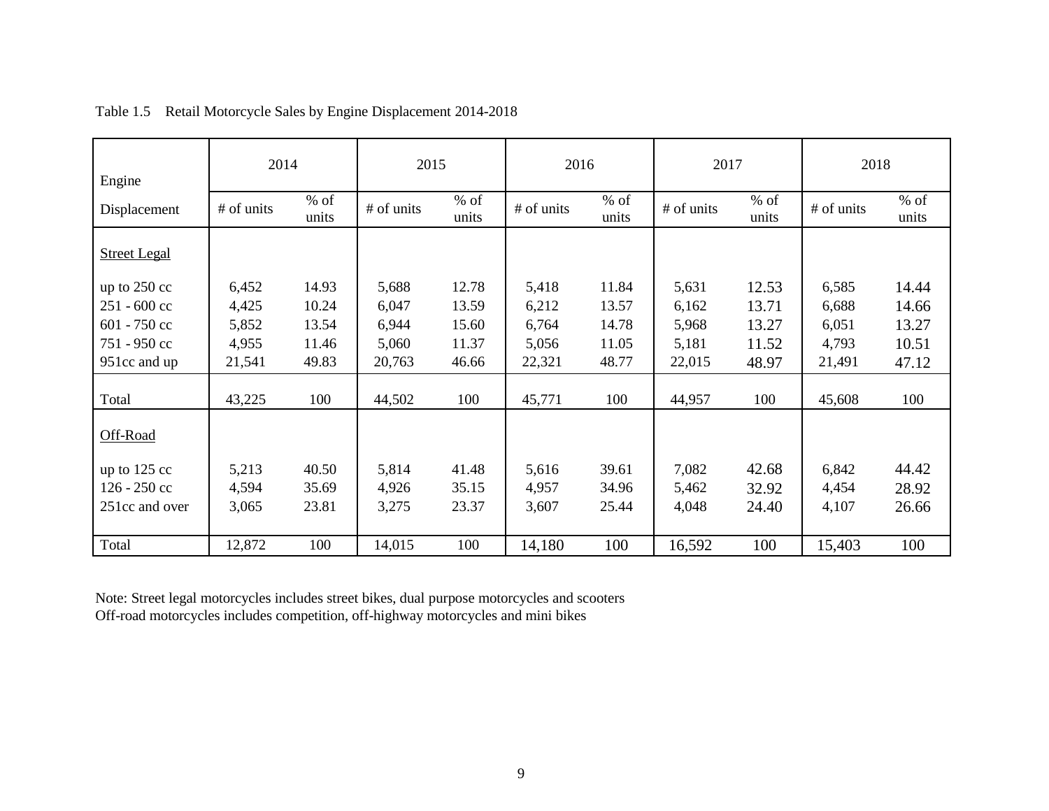Table 1.5 Retail Motorcycle Sales by Engine Displacement 2014-2018

| Engine Displacement | 2014 | | 2015 | | 2016 | | 2017 | | 2018 | |
|---|---|---|---|---|---|---|---|---|---|---|
| | # of units | % of units | # of units | % of units | # of units | % of units | # of units | % of units | # of units | % of units |
| Street Legal | | | | | | | | | | |
| up to 250 cc | 6,452 | 14.93 | 5,688 | 12.78 | 5,418 | 11.84 | 5,631 | 12.53 | 6,585 | 14.44 |
| 251 - 600 cc | 4,425 | 10.24 | 6,047 | 13.59 | 6,212 | 13.57 | 6,162 | 13.71 | 6,688 | 14.66 |
| 601 - 750 cc | 5,852 | 13.54 | 6,944 | 15.60 | 6,764 | 14.78 | 5,968 | 13.27 | 6,051 | 13.27 |
| 751 - 950 cc | 4,955 | 11.46 | 5,060 | 11.37 | 5,056 | 11.05 | 5,181 | 11.52 | 4,793 | 10.51 |
| 951cc and up | 21,541 | 49.83 | 20,763 | 46.66 | 22,321 | 48.77 | 22,015 | 48.97 | 21,491 | 47.12 |
| Total | 43,225 | 100 | 44,502 | 100 | 45,771 | 100 | 44,957 | 100 | 45,608 | 100 |
| Off-Road | | | | | | | | | | |
| up to 125 cc | 5,213 | 40.50 | 5,814 | 41.48 | 5,616 | 39.61 | 7,082 | 42.68 | 6,842 | 44.42 |
| 126 - 250 cc | 4,594 | 35.69 | 4,926 | 35.15 | 4,957 | 34.96 | 5,462 | 32.92 | 4,454 | 28.92 |
| 251cc and over | 3,065 | 23.81 | 3,275 | 23.37 | 3,607 | 25.44 | 4,048 | 24.40 | 4,107 | 26.66 |
| Total | 12,872 | 100 | 14,015 | 100 | 14,180 | 100 | 16,592 | 100 | 15,403 | 100 |

Note: Street legal motorcycles includes street bikes, dual purpose motorcycles and scooters
Off-road motorcycles includes competition, off-highway motorcycles and mini bikes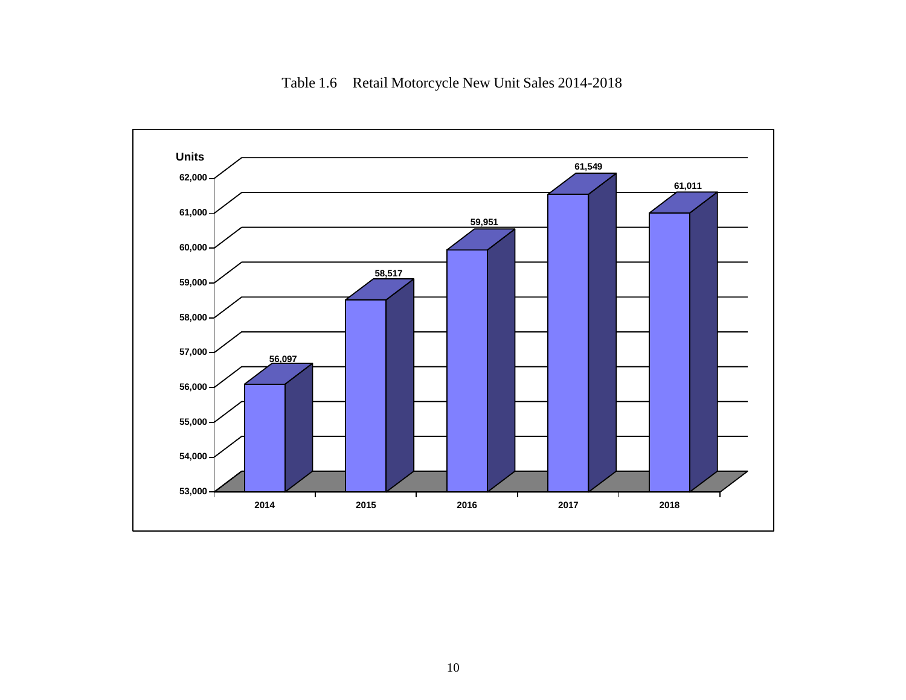Table 1.6 Retail Motorcycle New Unit Sales 2014-2018

| Year | Units |
|---|---|
| 2014 | 56,097 |
| 2015 | 58,517 |
| 2016 | 59,951 |
| 2017 | 61,549 |
| 2018 | 61,011 |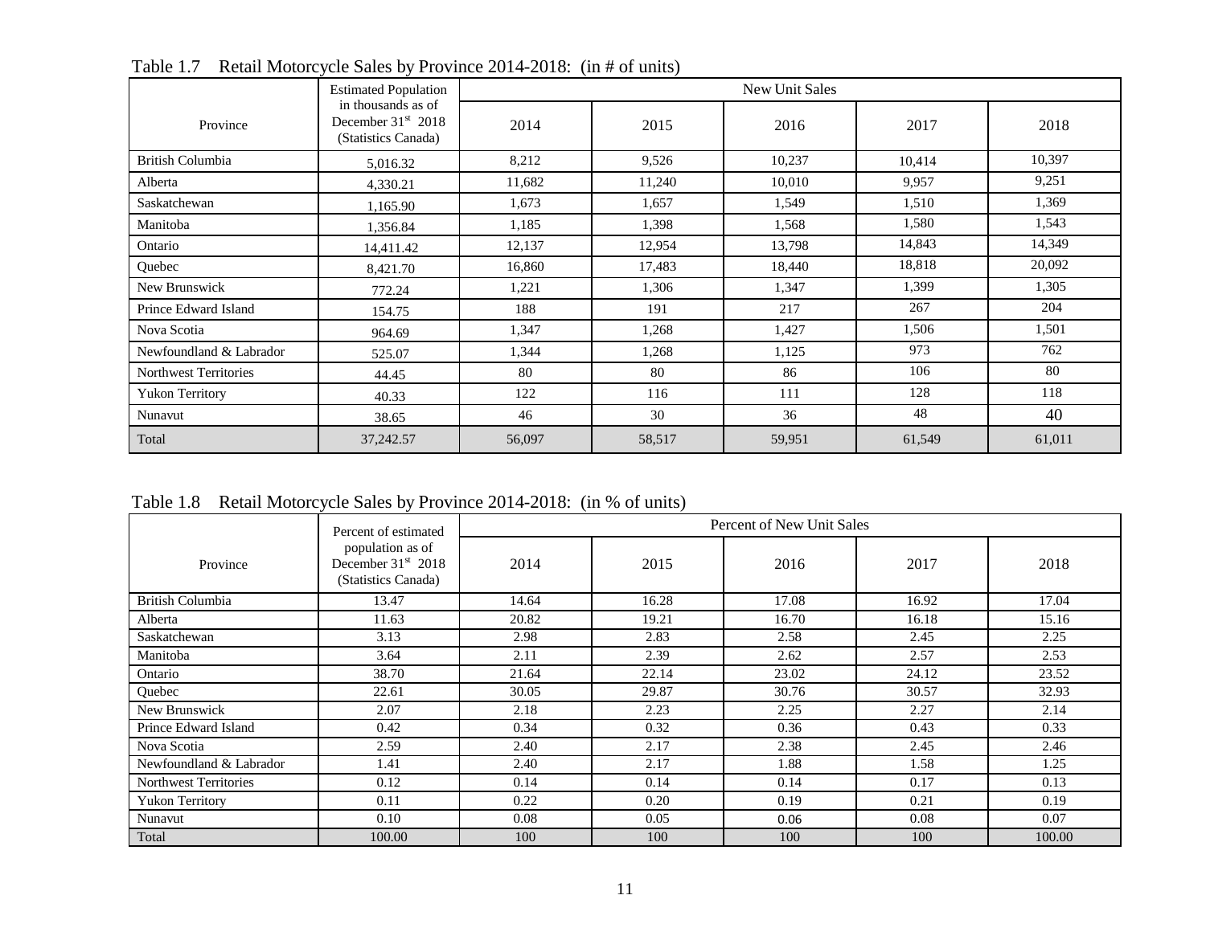Table 1.7 Retail Motorcycle Sales by Province 2014-2018: (in # of units)

| Province | Estimated Population in thousands as of December 31st 2018 (Statistics Canada) | New Unit Sales | | | | |
|---|---|---|---|---|---|---|
| | | 2014 | 2015 | 2016 | 2017 | 2018 |
| British Columbia | 5,016.32 | 8,212 | 9,526 | 10,237 | 10,414 | 10,397 |
| Alberta | 4,330.21 | 11,682 | 11,240 | 10,010 | 9,957 | 9,251 |
| Saskatchewan | 1,165.90 | 1,673 | 1,657 | 1,549 | 1,510 | 1,369 |
| Manitoba | 1,356.84 | 1,185 | 1,398 | 1,568 | 1,580 | 1,543 |
| Ontario | 14,411.42 | 12,137 | 12,954 | 13,798 | 14,843 | 14,349 |
| Quebec | 8,421.70 | 16,860 | 17,483 | 18,440 | 18,818 | 20,092 |
| New Brunswick | 772.24 | 1,221 | 1,306 | 1,347 | 1,399 | 1,305 |
| Prince Edward Island | 154.75 | 188 | 191 | 217 | 267 | 204 |
| Nova Scotia | 964.69 | 1,347 | 1,268 | 1,427 | 1,506 | 1,501 |
| Newfoundland & Labrador | 525.07 | 1,344 | 1,268 | 1,125 | 973 | 762 |
| Northwest Territories | 44.45 | 80 | 80 | 86 | 106 | 80 |
| Yukon Territory | 40.33 | 122 | 116 | 111 | 128 | 118 |
| Nunavut | 38.65 | 46 | 30 | 36 | 48 | 40 |
| Total | 37,242.57 | 56,097 | 58,517 | 59,951 | 61,549 | 61,011 |

Table 1.8 Retail Motorcycle Sales by Province 2014-2018: (in % of units)

| Province | Percent of estimated population as of December 31st 2018 (Statistics Canada) | Percent of New Unit Sales | | | | |
|---|---|---|---|---|---|---|
| | | 2014 | 2015 | 2016 | 2017 | 2018 |
| British Columbia | 13.47 | 14.64 | 16.28 | 17.08 | 16.92 | 17.04 |
| Alberta | 11.63 | 20.82 | 19.21 | 16.70 | 16.18 | 15.16 |
| Saskatchewan | 3.13 | 2.98 | 2.83 | 2.58 | 2.45 | 2.25 |
| Manitoba | 3.64 | 2.11 | 2.39 | 2.62 | 2.57 | 2.53 |
| Ontario | 38.70 | 21.64 | 22.14 | 23.02 | 24.12 | 23.52 |
| Quebec | 22.61 | 30.05 | 29.87 | 30.76 | 30.57 | 32.93 |
| New Brunswick | 2.07 | 2.18 | 2.23 | 2.25 | 2.27 | 2.14 |
| Prince Edward Island | 0.42 | 0.34 | 0.32 | 0.36 | 0.43 | 0.33 |
| Nova Scotia | 2.59 | 2.40 | 2.17 | 2.38 | 2.45 | 2.46 |
| Newfoundland & Labrador | 1.41 | 2.40 | 2.17 | 1.88 | 1.58 | 1.25 |
| Northwest Territories | 0.12 | 0.14 | 0.14 | 0.14 | 0.17 | 0.13 |
| Yukon Territory | 0.11 | 0.22 | 0.20 | 0.19 | 0.21 | 0.19 |
| Nunavut | 0.10 | 0.08 | 0.05 | 0.06 | 0.08 | 0.07 |
| Total | 100.00 | 100 | 100 | 100 | 100 | 100.00 |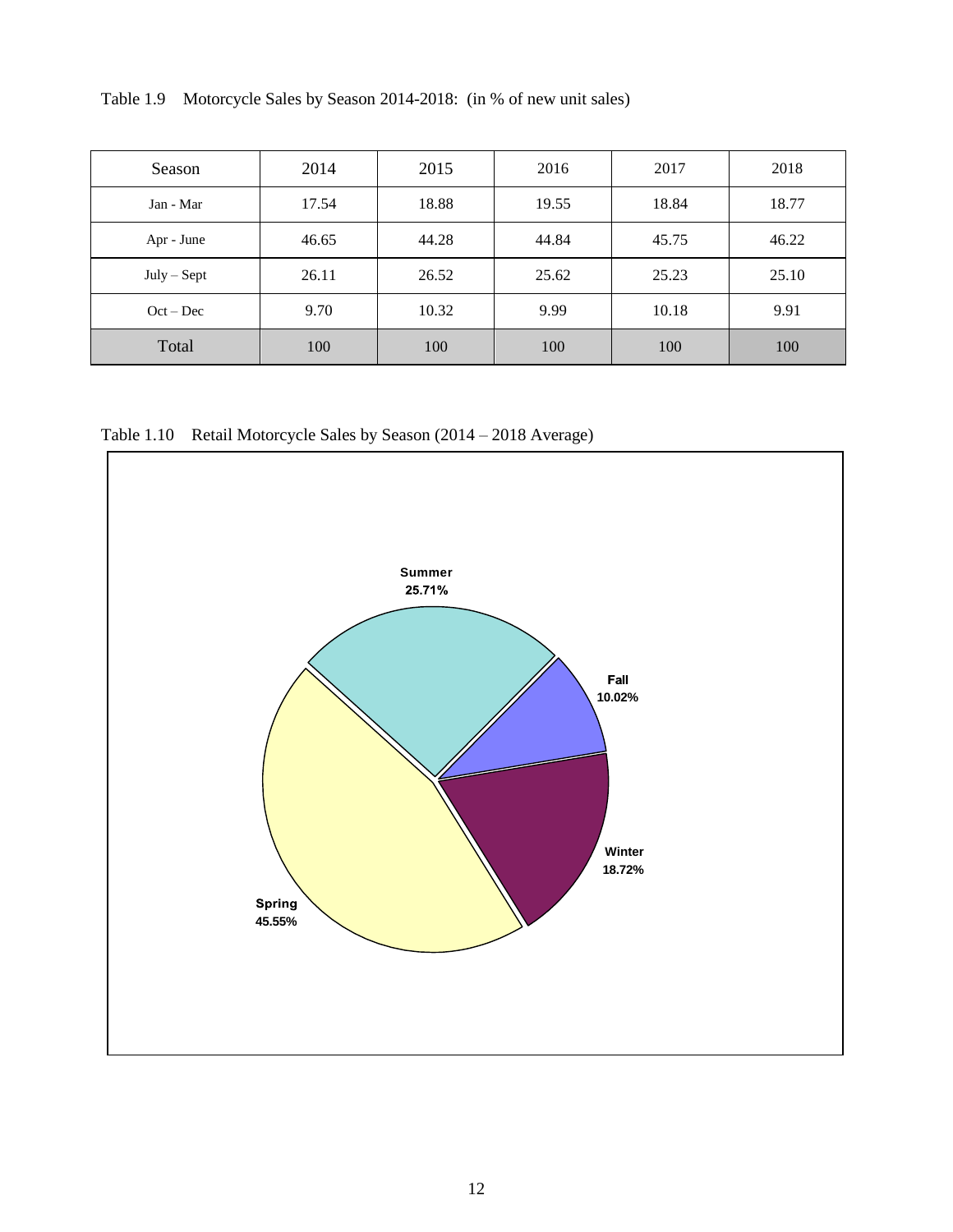Table 1.9 Motorcycle Sales by Season 2014-2018: (in % of new unit sales)

| Season | 2014 | 2015 | 2016 | 2017 | 2018 |
|---|---|---|---|---|---|
| Jan - Mar | 17.54 | 18.88 | 19.55 | 18.84 | 18.77 |
| Apr - June | 46.65 | 44.28 | 44.84 | 45.75 | 46.22 |
| July – Sept | 26.11 | 26.52 | 25.62 | 25.23 | 25.10 |
| Oct – Dec | 9.70 | 10.32 | 9.99 | 10.18 | 9.91 |
| Total | 100 | 100 | 100 | 100 | 100 |

Table 1.10 Retail Motorcycle Sales by Season (2014 – 2018 Average)

Summer 25.71%

Fall 10.02%

Winter 18.72%

Spring 45.55%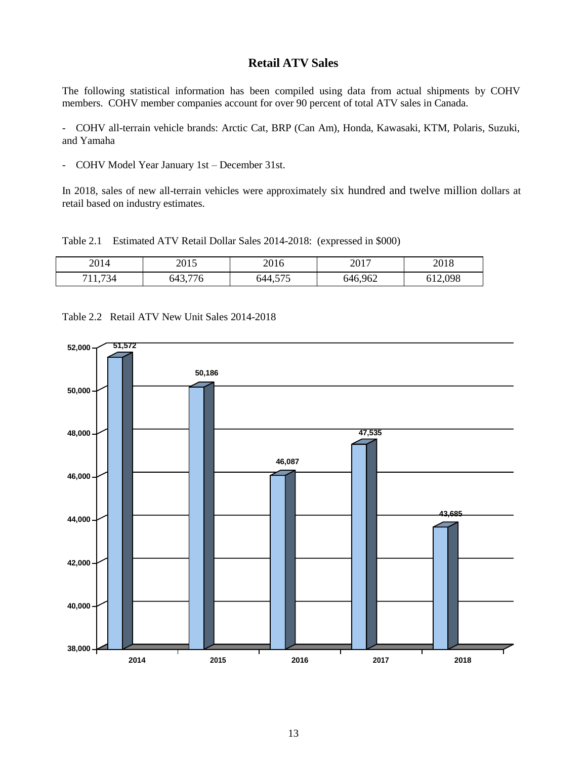## Retail ATV Sales

The following statistical information has been compiled using data from actual shipments by COHV members. COHV member companies account for over 90 percent of total ATV sales in Canada.

- COHV all-terrain vehicle brands: Arctic Cat, BRP (Can Am), Honda, Kawasaki, KTM, Polaris, Suzuki, and Yamaha

- COHV Model Year January 1st – December 31st.

In 2018, sales of new all-terrain vehicles were approximately six hundred and twelve million dollars at retail based on industry estimates.

Table 2.1 Estimated ATV Retail Dollar Sales 2014-2018: (expressed in $000)

| 2014 | 2015 | 2016 | 2017 | 2018 |
|---|---|---|---|---|
| 711,734 | 643,776 | 644,575 | 646,962 | 612,098 |

Table 2.2 Retail ATV New Unit Sales 2014-2018

| Year | Units |
|---|---|
| 2014 | 51,572 |
| 2015 | 50,186 |
| 2016 | 46,087 |
| 2017 | 47,535 |
| 2018 | 43,685 |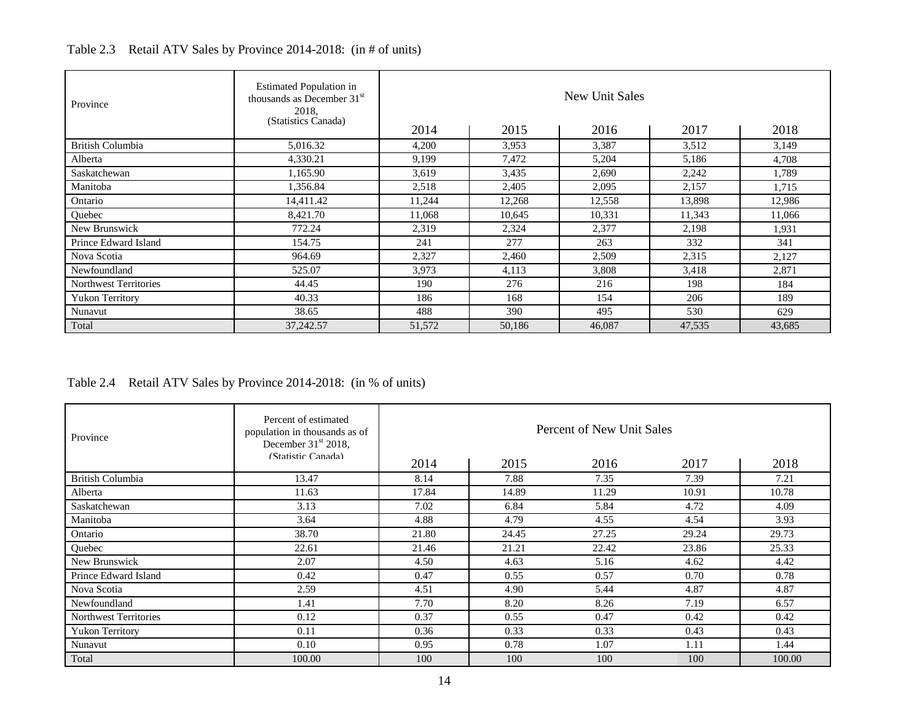Table 2.3 Retail ATV Sales by Province 2014-2018: (in # of units)

| Province | Estimated Population in thousands as December 31st 2018, (Statistics Canada) | New Unit Sales | | | | |
|---|---|---|---|---|---|---|
| | | 2014 | 2015 | 2016 | 2017 | 2018 |
| British Columbia | 5,016.32 | 4,200 | 3,953 | 3,387 | 3,512 | 3,149 |
| Alberta | 4,330.21 | 9,199 | 7,472 | 5,204 | 5,186 | 4,708 |
| Saskatchewan | 1,165.90 | 3,619 | 3,435 | 2,690 | 2,242 | 1,789 |
| Manitoba | 1,356.84 | 2,518 | 2,405 | 2,095 | 2,157 | 1,715 |
| Ontario | 14,411.42 | 11,244 | 12,268 | 12,558 | 13,898 | 12,986 |
| Quebec | 8,421.70 | 11,068 | 10,645 | 10,331 | 11,343 | 11,066 |
| New Brunswick | 772.24 | 2,319 | 2,324 | 2,377 | 2,198 | 1,931 |
| Prince Edward Island | 154.75 | 241 | 277 | 263 | 332 | 341 |
| Nova Scotia | 964.69 | 2,327 | 2,460 | 2,509 | 2,315 | 2,127 |
| Newfoundland | 525.07 | 3,973 | 4,113 | 3,808 | 3,418 | 2,871 |
| Northwest Territories | 44.45 | 190 | 276 | 216 | 198 | 184 |
| Yukon Territory | 40.33 | 186 | 168 | 154 | 206 | 189 |
| Nunavut | 38.65 | 488 | 390 | 495 | 530 | 629 |
| Total | 37,242.57 | 51,572 | 50,186 | 46,087 | 47,535 | 43,685 |

Table 2.4 Retail ATV Sales by Province 2014-2018: (in % of units)

| Province | Percent of estimated population in thousands as of December 31st 2018, (Statistic Canada) | Percent of New Unit Sales | | | | |
|---|---|---|---|---|---|---|
| | | 2014 | 2015 | 2016 | 2017 | 2018 |
| British Columbia | 13.47 | 8.14 | 7.88 | 7.35 | 7.39 | 7.21 |
| Alberta | 11.63 | 17.84 | 14.89 | 11.29 | 10.91 | 10.78 |
| Saskatchewan | 3.13 | 7.02 | 6.84 | 5.84 | 4.72 | 4.09 |
| Manitoba | 3.64 | 4.88 | 4.79 | 4.55 | 4.54 | 3.93 |
| Ontario | 38.70 | 21.80 | 24.45 | 27.25 | 29.24 | 29.73 |
| Quebec | 22.61 | 21.46 | 21.21 | 22.42 | 23.86 | 25.33 |
| New Brunswick | 2.07 | 4.50 | 4.63 | 5.16 | 4.62 | 4.42 |
| Prince Edward Island | 0.42 | 0.47 | 0.55 | 0.57 | 0.70 | 0.78 |
| Nova Scotia | 2.59 | 4.51 | 4.90 | 5.44 | 4.87 | 4.87 |
| Newfoundland | 1.41 | 7.70 | 8.20 | 8.26 | 7.19 | 6.57 |
| Northwest Territories | 0.12 | 0.37 | 0.55 | 0.47 | 0.42 | 0.42 |
| Yukon Territory | 0.11 | 0.36 | 0.33 | 0.33 | 0.43 | 0.43 |
| Nunavut | 0.10 | 0.95 | 0.78 | 1.07 | 1.11 | 1.44 |
| Total | 100.00 | 100 | 100 | 100 | 100 | 100.00 |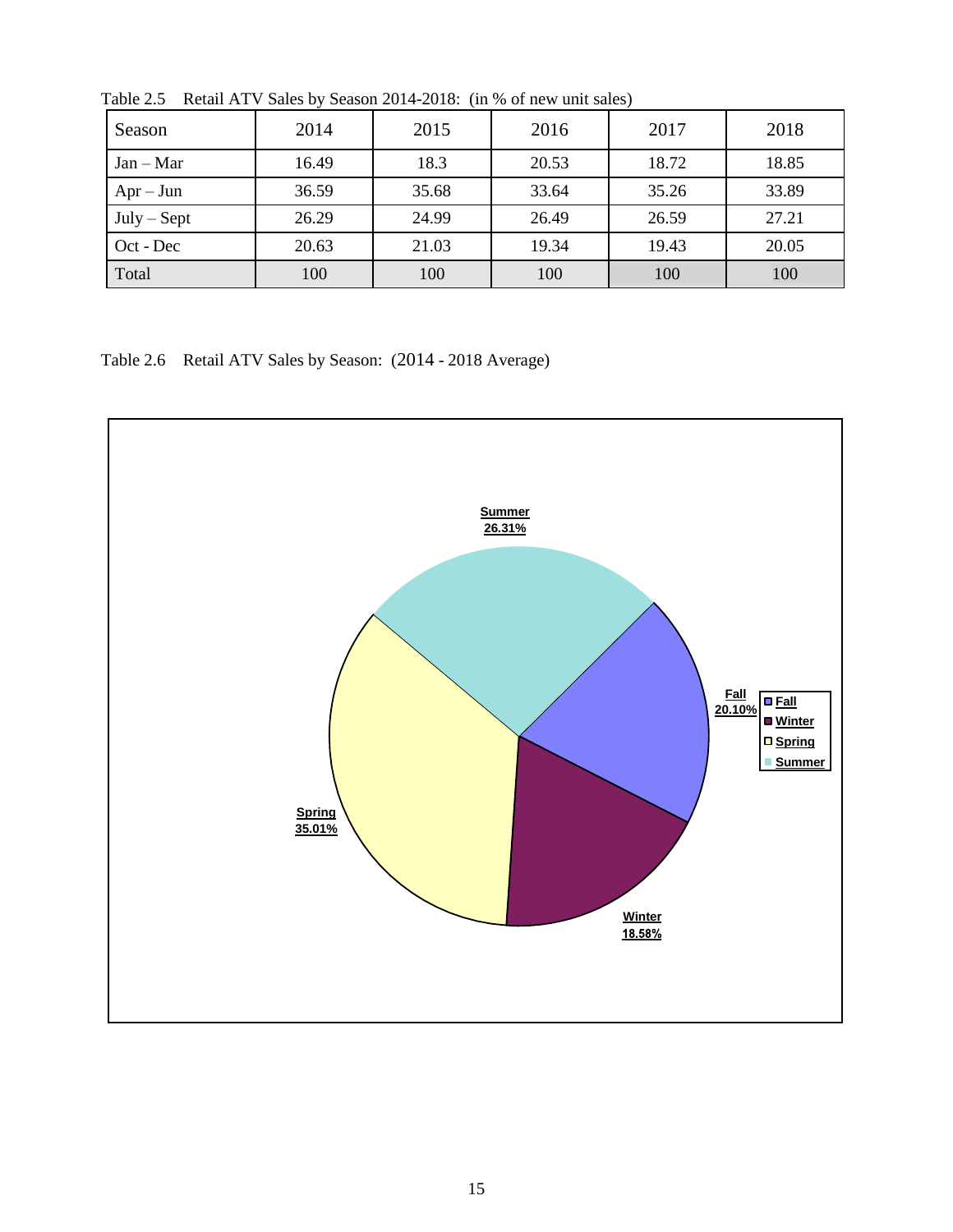Table 2.5 Retail ATV Sales by Season 2014-2018: (in % of new unit sales)

| Season | 2014 | 2015 | 2016 | 2017 | 2018 |
|---|---|---|---|---|---|
| Jan – Mar | 16.49 | 18.3 | 20.53 | 18.72 | 18.85 |
| Apr – Jun | 36.59 | 35.68 | 33.64 | 35.26 | 33.89 |
| July – Sept | 26.29 | 24.99 | 26.49 | 26.59 | 27.21 |
| Oct - Dec | 20.63 | 21.03 | 19.34 | 19.43 | 20.05 |
| Total | 100 | 100 | 100 | 100 | 100 |

Table 2.6 Retail ATV Sales by Season: (2014 - 2018 Average)

| Season | Share |
|---|---|
| Summer | 26.31% |
| Fall | 20.10% |
| Winter | 18.58% |
| Spring | 35.01% |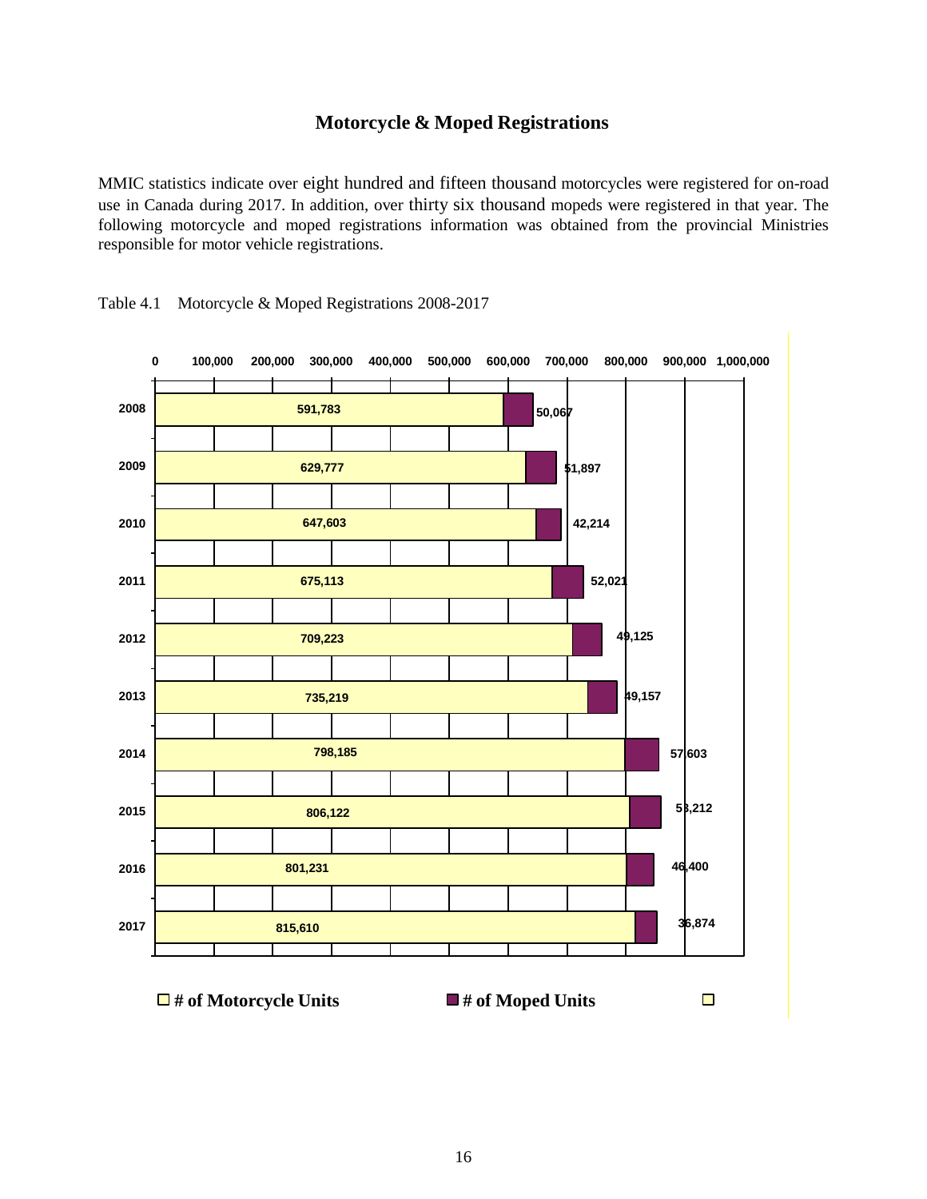## Motorcycle & Moped Registrations

MMIC statistics indicate over eight hundred and fifteen thousand motorcycles were registered for on-road use in Canada during 2017. In addition, over thirty six thousand mopeds were registered in that year. The following motorcycle and moped registrations information was obtained from the provincial Ministries responsible for motor vehicle registrations.

Table 4.1 Motorcycle & Moped Registrations 2008-2017

| Year | # of Motorcycle Units | # of Moped Units |
|---|---|---|
| 2008 | 591,783 | 50,067 |
| 2009 | 629,777 | 51,897 |
| 2010 | 647,603 | 42,214 |
| 2011 | 675,113 | 52,021 |
| 2012 | 709,223 | 49,125 |
| 2013 | 735,219 | 49,157 |
| 2014 | 798,185 | 57,603 |
| 2015 | 806,122 | 53,212 |
| 2016 | 801,231 | 46,400 |
| 2017 | 815,610 | 36,874 |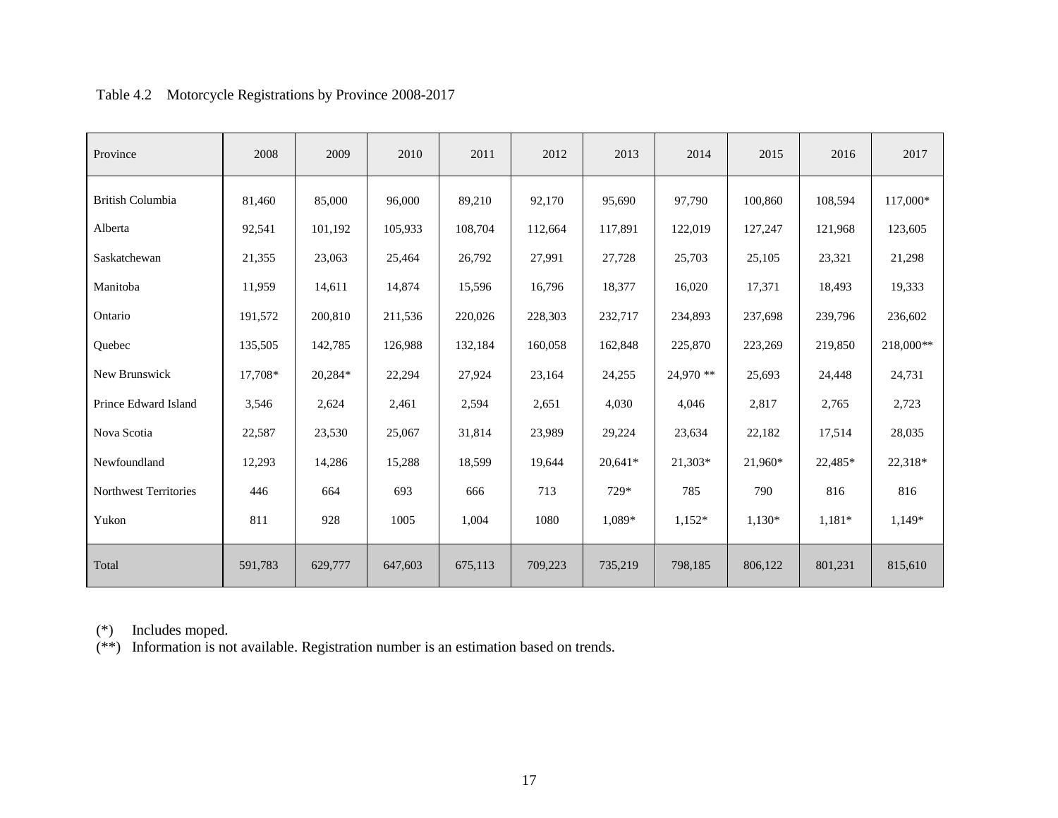Table 4.2 Motorcycle Registrations by Province 2008-2017

| Province | 2008 | 2009 | 2010 | 2011 | 2012 | 2013 | 2014 | 2015 | 2016 | 2017 |
|---|---|---|---|---|---|---|---|---|---|---|
| British Columbia | 81,460 | 85,000 | 96,000 | 89,210 | 92,170 | 95,690 | 97,790 | 100,860 | 108,594 | 117,000* |
| Alberta | 92,541 | 101,192 | 105,933 | 108,704 | 112,664 | 117,891 | 122,019 | 127,247 | 121,968 | 123,605 |
| Saskatchewan | 21,355 | 23,063 | 25,464 | 26,792 | 27,991 | 27,728 | 25,703 | 25,105 | 23,321 | 21,298 |
| Manitoba | 11,959 | 14,611 | 14,874 | 15,596 | 16,796 | 18,377 | 16,020 | 17,371 | 18,493 | 19,333 |
| Ontario | 191,572 | 200,810 | 211,536 | 220,026 | 228,303 | 232,717 | 234,893 | 237,698 | 239,796 | 236,602 |
| Quebec | 135,505 | 142,785 | 126,988 | 132,184 | 160,058 | 162,848 | 225,870 | 223,269 | 219,850 | 218,000** |
| New Brunswick | 17,708* | 20,284* | 22,294 | 27,924 | 23,164 | 24,255 | 24,970 ** | 25,693 | 24,448 | 24,731 |
| Prince Edward Island | 3,546 | 2,624 | 2,461 | 2,594 | 2,651 | 4,030 | 4,046 | 2,817 | 2,765 | 2,723 |
| Nova Scotia | 22,587 | 23,530 | 25,067 | 31,814 | 23,989 | 29,224 | 23,634 | 22,182 | 17,514 | 28,035 |
| Newfoundland | 12,293 | 14,286 | 15,288 | 18,599 | 19,644 | 20,641* | 21,303* | 21,960* | 22,485* | 22,318* |
| Northwest Territories | 446 | 664 | 693 | 666 | 713 | 729* | 785 | 790 | 816 | 816 |
| Yukon | 811 | 928 | 1005 | 1,004 | 1080 | 1,089* | 1,152* | 1,130* | 1,181* | 1,149* |
| Total | 591,783 | 629,777 | 647,603 | 675,113 | 709,223 | 735,219 | 798,185 | 806,122 | 801,231 | 815,610 |

(*) Includes moped.
(**) Information is not available. Registration number is an estimation based on trends.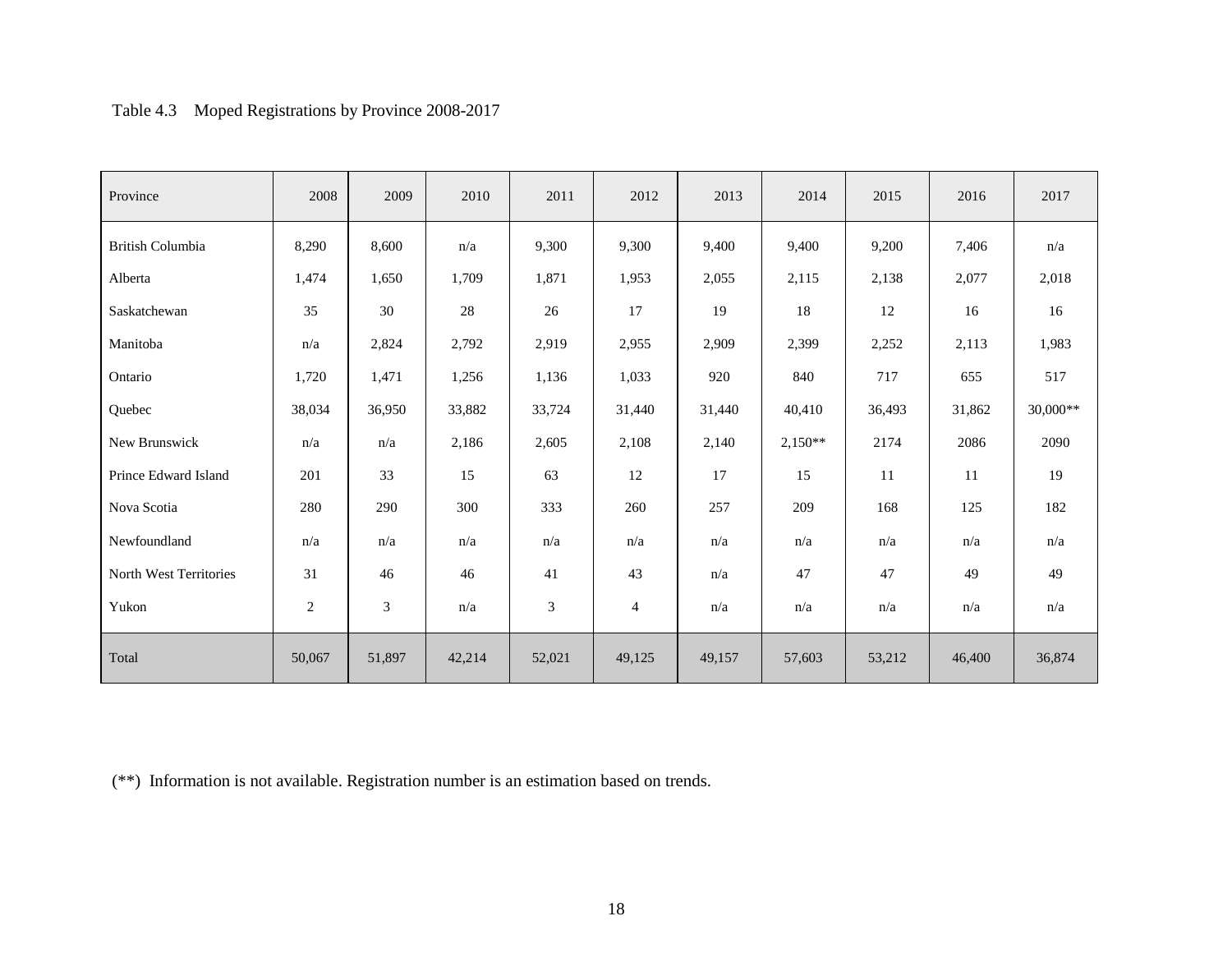Table 4.3 Moped Registrations by Province 2008-2017

| Province | 2008 | 2009 | 2010 | 2011 | 2012 | 2013 | 2014 | 2015 | 2016 | 2017 |
|---|---|---|---|---|---|---|---|---|---|---|
| British Columbia | 8,290 | 8,600 | n/a | 9,300 | 9,300 | 9,400 | 9,400 | 9,200 | 7,406 | n/a |
| Alberta | 1,474 | 1,650 | 1,709 | 1,871 | 1,953 | 2,055 | 2,115 | 2,138 | 2,077 | 2,018 |
| Saskatchewan | 35 | 30 | 28 | 26 | 17 | 19 | 18 | 12 | 16 | 16 |
| Manitoba | n/a | 2,824 | 2,792 | 2,919 | 2,955 | 2,909 | 2,399 | 2,252 | 2,113 | 1,983 |
| Ontario | 1,720 | 1,471 | 1,256 | 1,136 | 1,033 | 920 | 840 | 717 | 655 | 517 |
| Quebec | 38,034 | 36,950 | 33,882 | 33,724 | 31,440 | 31,440 | 40,410 | 36,493 | 31,862 | 30,000** |
| New Brunswick | n/a | n/a | 2,186 | 2,605 | 2,108 | 2,140 | 2,150** | 2174 | 2086 | 2090 |
| Prince Edward Island | 201 | 33 | 15 | 63 | 12 | 17 | 15 | 11 | 11 | 19 |
| Nova Scotia | 280 | 290 | 300 | 333 | 260 | 257 | 209 | 168 | 125 | 182 |
| Newfoundland | n/a | n/a | n/a | n/a | n/a | n/a | n/a | n/a | n/a | n/a |
| North West Territories | 31 | 46 | 46 | 41 | 43 | n/a | 47 | 47 | 49 | 49 |
| Yukon | 2 | 3 | n/a | 3 | 4 | n/a | n/a | n/a | n/a | n/a |
| Total | 50,067 | 51,897 | 42,214 | 52,021 | 49,125 | 49,157 | 57,603 | 53,212 | 46,400 | 36,874 |

(**) Information is not available. Registration number is an estimation based on trends.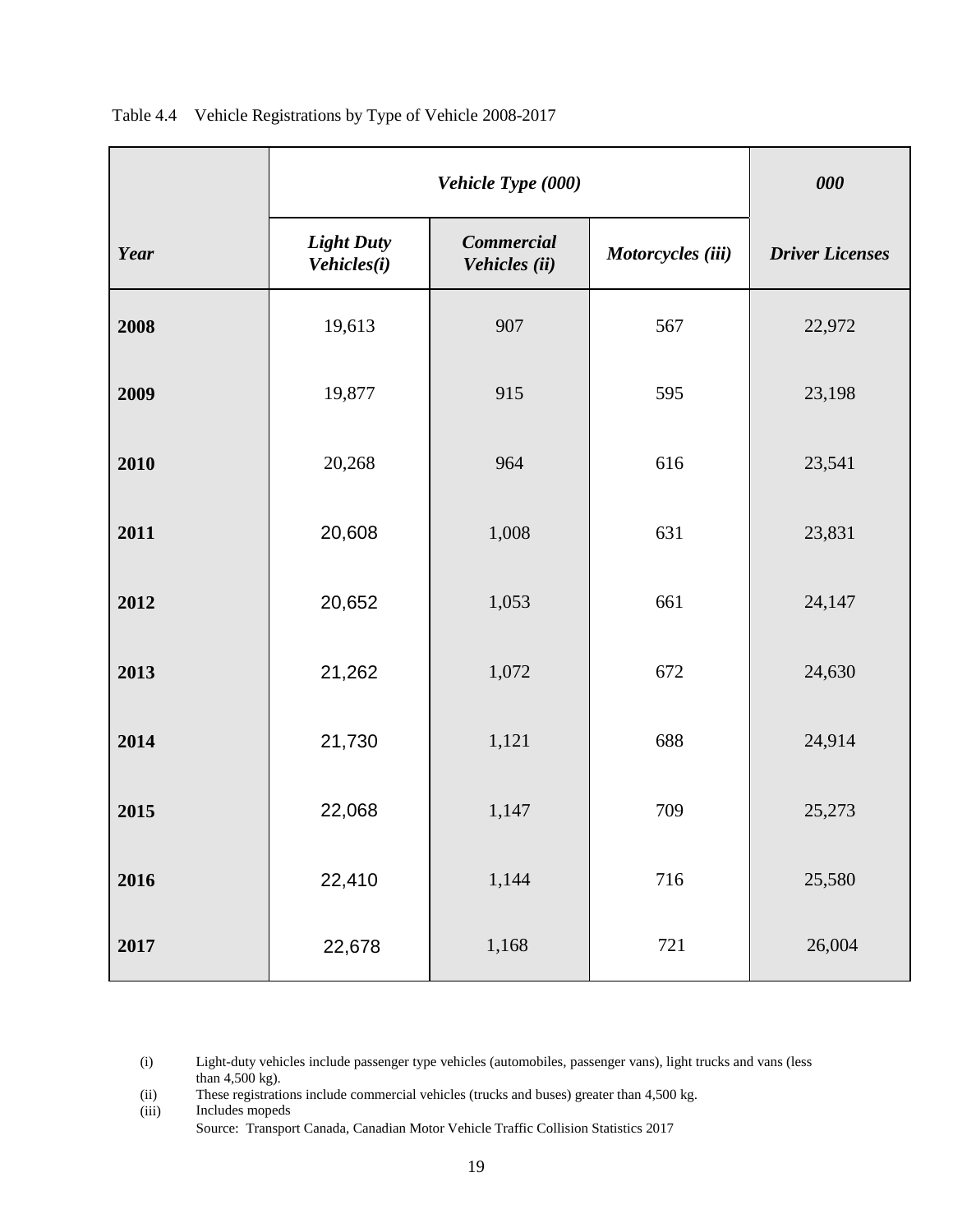Table 4.4 Vehicle Registrations by Type of Vehicle 2008-2017

| | ***Vehicle Type (000)*** | | | ***000*** |
|---|---|---|---|---|
| ***Year*** | ***Light Duty Vehicles(i)*** | ***Commercial Vehicles (ii)*** | ***Motorcycles (iii)*** | ***Driver Licenses*** |
| **2008** | 19,613 | 907 | 567 | 22,972 |
| **2009** | 19,877 | 915 | 595 | 23,198 |
| **2010** | 20,268 | 964 | 616 | 23,541 |
| **2011** | 20,608 | 1,008 | 631 | 23,831 |
| **2012** | 20,652 | 1,053 | 661 | 24,147 |
| **2013** | 21,262 | 1,072 | 672 | 24,630 |
| **2014** | 21,730 | 1,121 | 688 | 24,914 |
| **2015** | 22,068 | 1,147 | 709 | 25,273 |
| **2016** | 22,410 | 1,144 | 716 | 25,580 |
| **2017** | 22,678 | 1,168 | 721 | 26,004 |

(i) Light-duty vehicles include passenger type vehicles (automobiles, passenger vans), light trucks and vans (less than 4,500 kg).

(ii) These registrations include commercial vehicles (trucks and buses) greater than 4,500 kg.

(iii) Includes mopeds

Source: Transport Canada, Canadian Motor Vehicle Traffic Collision Statistics 2017